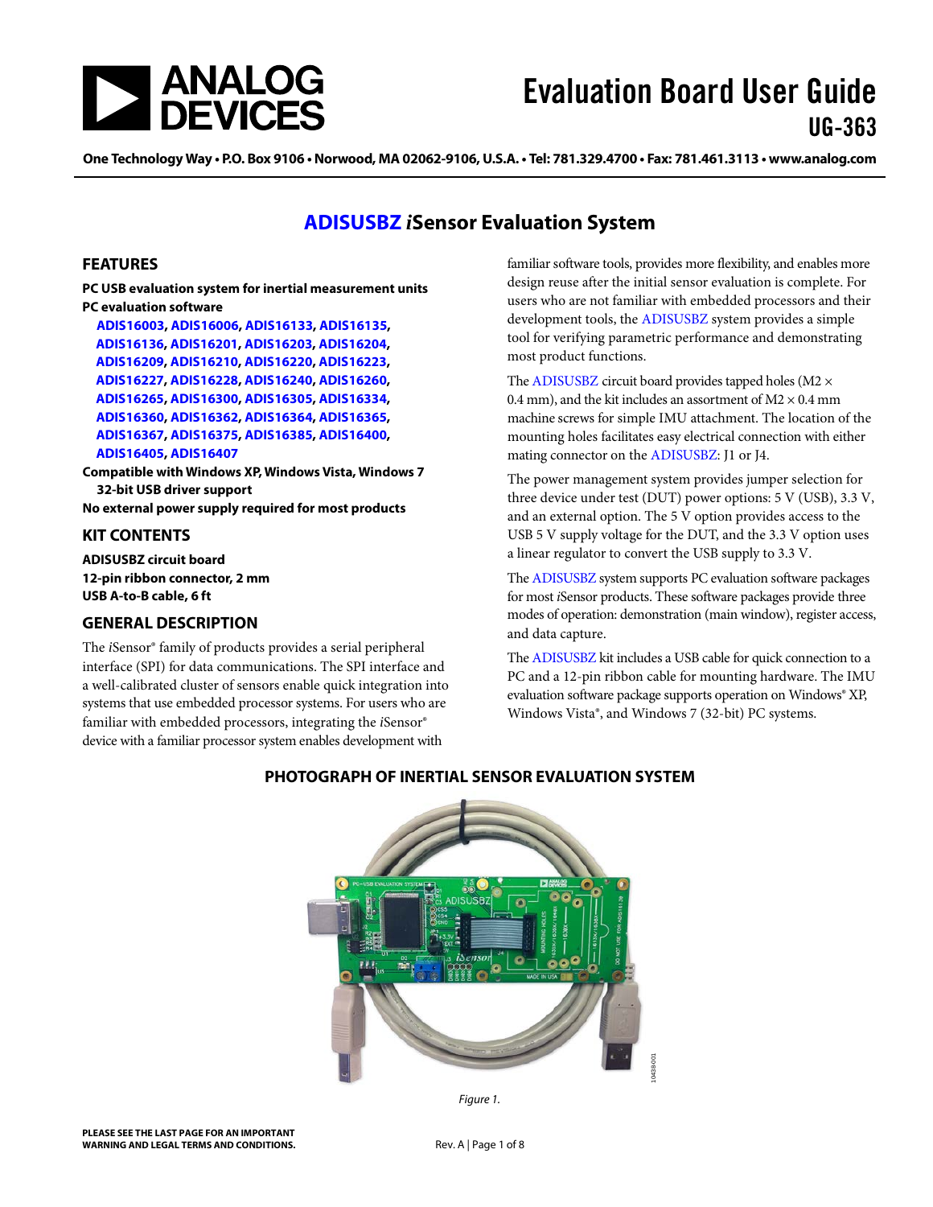# Evaluation Board User Guide

## UG-363

One Technology Way • P.O. Box 9106 • Norwood, MA 02062-9106, U.S.A. • Tel: 781.329.4700 • Fax: 781.461.3113 • www.analog.com

## ADISUSBZ *i*Sensor Evaluation System

### FEATURES

**PC USB evaluation system for inertial measurement units**
**PC evaluation software**

**ADIS16003, ADIS16006, ADIS16133, ADIS16135, ADIS16136, ADIS16201, ADIS16203, ADIS16204, ADIS16209, ADIS16210, ADIS16220, ADIS16223, ADIS16227, ADIS16228, ADIS16240, ADIS16260, ADIS16265, ADIS16300, ADIS16305, ADIS16334, ADIS16360, ADIS16362, ADIS16364, ADIS16365, ADIS16367, ADIS16375, ADIS16385, ADIS16400, ADIS16405, ADIS16407**

**Compatible with Windows XP, Windows Vista, Windows 7 32-bit USB driver support**
**No external power supply required for most products**

### KIT CONTENTS

**ADISUSBZ circuit board**
**12-pin ribbon connector, 2 mm**
**USB A-to-B cable, 6 ft**

### GENERAL DESCRIPTION

The *i*Sensor® family of products provides a serial peripheral interface (SPI) for data communications. The SPI interface and a well-calibrated cluster of sensors enable quick integration into systems that use embedded processor systems. For users who are familiar with embedded processors, integrating the *i*Sensor® device with a familiar processor system enables development with familiar software tools, provides more flexibility, and enables more design reuse after the initial sensor evaluation is complete. For users who are not familiar with embedded processors and their development tools, the ADISUSBZ system provides a simple tool for verifying parametric performance and demonstrating most product functions.

The ADISUSBZ circuit board provides tapped holes (M2 × 0.4 mm), and the kit includes an assortment of M2 × 0.4 mm machine screws for simple IMU attachment. The location of the mounting holes facilitates easy electrical connection with either mating connector on the ADISUSBZ: J1 or J4.

The power management system provides jumper selection for three device under test (DUT) power options: 5 V (USB), 3.3 V, and an external option. The 5 V option provides access to the USB 5 V supply voltage for the DUT, and the 3.3 V option uses a linear regulator to convert the USB supply to 3.3 V.

The ADISUSBZ system supports PC evaluation software packages for most *i*Sensor products. These software packages provide three modes of operation: demonstration (main window), register access, and data capture.

The ADISUSBZ kit includes a USB cable for quick connection to a PC and a 12-pin ribbon cable for mounting hardware. The IMU evaluation software package supports operation on Windows® XP, Windows Vista®, and Windows 7 (32-bit) PC systems.

### PHOTOGRAPH OF INERTIAL SENSOR EVALUATION SYSTEM

*Figure 1.*

PLEASE SEE THE LAST PAGE FOR AN IMPORTANT WARNING AND LEGAL TERMS AND CONDITIONS.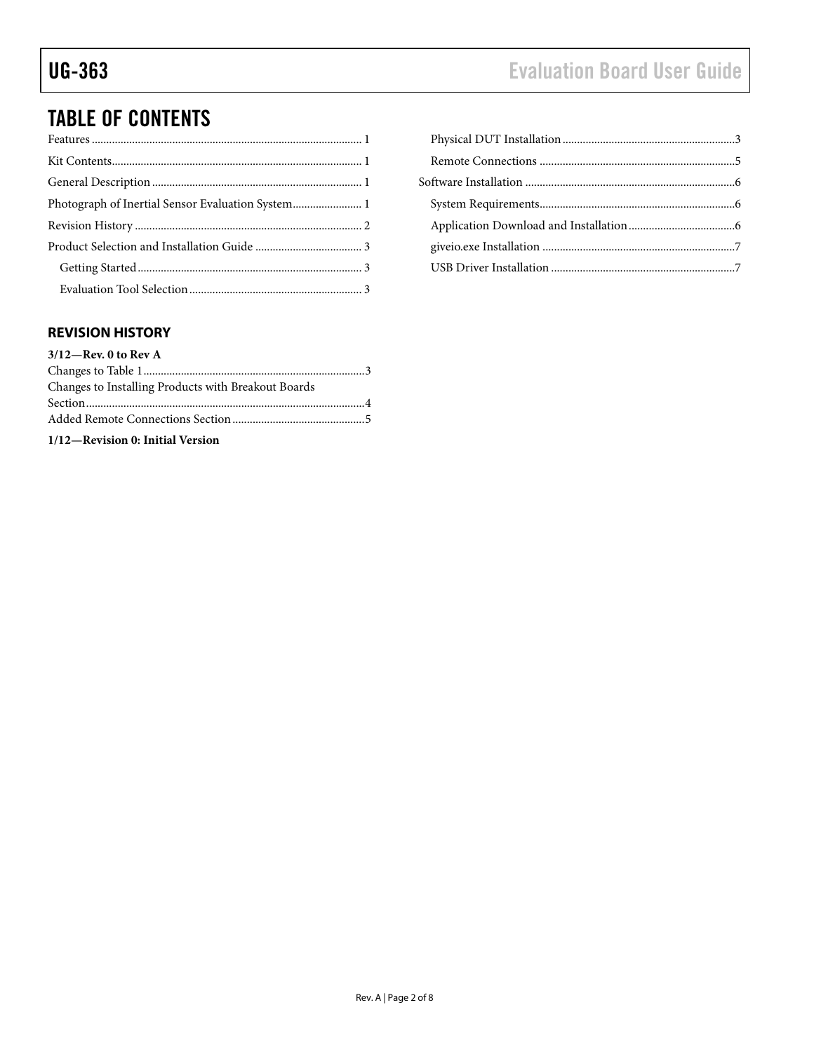## TABLE OF CONTENTS

Features .......... 1
Kit Contents .......... 1
General Description .......... 1
Photograph of Inertial Sensor Evaluation System .......... 1
Revision History .......... 2
Product Selection and Installation Guide .......... 3
- Getting Started .......... 3
- Evaluation Tool Selection .......... 3
- Physical DUT Installation .......... 3
- Remote Connections .......... 5

Software Installation .......... 6
- System Requirements .......... 6
- Application Download and Installation .......... 6
- giveio.exe Installation .......... 7
- USB Driver Installation .......... 7

### REVISION HISTORY

**3/12—Rev. 0 to Rev A**

Changes to Table 1 .......... 3
Changes to Installing Products with Breakout Boards Section .......... 4
Added Remote Connections Section .......... 5

**1/12—Revision 0: Initial Version**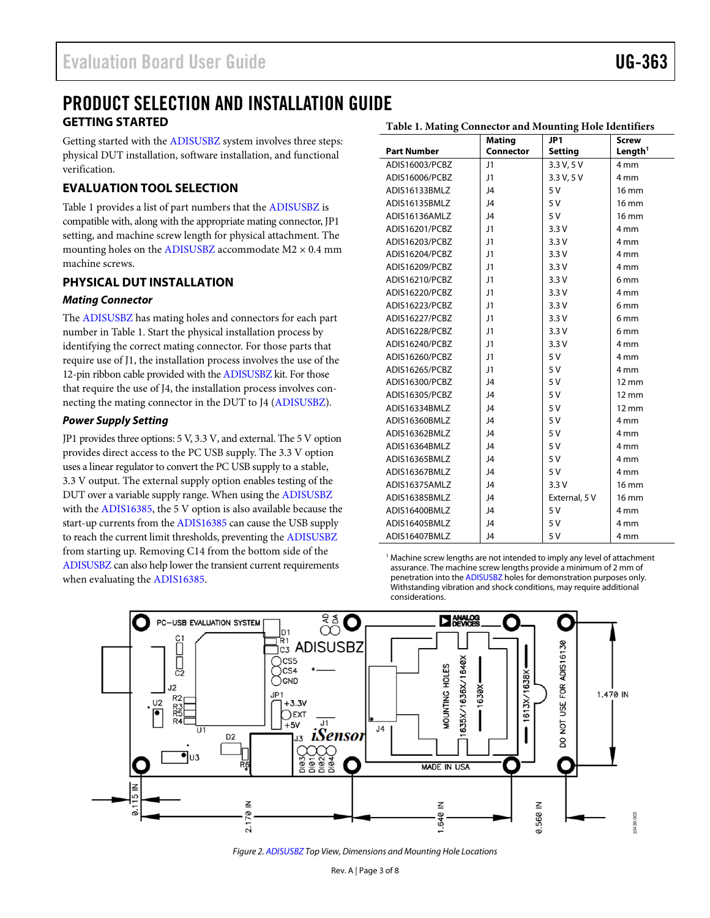# PRODUCT SELECTION AND INSTALLATION GUIDE

## GETTING STARTED

Getting started with the ADISUSBZ system involves three steps: physical DUT installation, software installation, and functional verification.

## EVALUATION TOOL SELECTION

Table 1 provides a list of part numbers that the ADISUSBZ is compatible with, along with the appropriate mating connector, JP1 setting, and machine screw length for physical attachment. The mounting holes on the ADISUSBZ accommodate M2 × 0.4 mm machine screws.

## PHYSICAL DUT INSTALLATION

### *Mating Connector*

The ADISUSBZ has mating holes and connectors for each part number in Table 1. Start the physical installation process by identifying the correct mating connector. For those parts that require use of J1, the installation process involves the use of the 12-pin ribbon cable provided with the ADISUSBZ kit. For those that require the use of J4, the installation process involves connecting the mating connector in the DUT to J4 (ADISUSBZ).

### *Power Supply Setting*

JP1 provides three options: 5 V, 3.3 V, and external. The 5 V option provides direct access to the PC USB supply. The 3.3 V option uses a linear regulator to convert the PC USB supply to a stable, 3.3 V output. The external supply option enables testing of the DUT over a variable supply range. When using the ADISUSBZ with the ADIS16385, the 5 V option is also available because the start-up currents from the ADIS16385 can cause the USB supply to reach the current limit thresholds, preventing the ADISUSBZ from starting up. Removing C14 from the bottom side of the ADISUSBZ can also help lower the transient current requirements when evaluating the ADIS16385.

**Table 1. Mating Connector and Mounting Hole Identifiers**

| Part Number | Mating Connector | JP1 Setting | Screw Length[1] |
|---|---|---|---|
| ADIS16003/PCBZ | J1 | 3.3 V, 5 V | 4 mm |
| ADIS16006/PCBZ | J1 | 3.3 V, 5 V | 4 mm |
| ADIS16133BMLZ | J4 | 5 V | 16 mm |
| ADIS16135BMLZ | J4 | 5 V | 16 mm |
| ADIS16136AMLZ | J4 | 5 V | 16 mm |
| ADIS16201/PCBZ | J1 | 3.3 V | 4 mm |
| ADIS16203/PCBZ | J1 | 3.3 V | 4 mm |
| ADIS16204/PCBZ | J1 | 3.3 V | 4 mm |
| ADIS16209/PCBZ | J1 | 3.3 V | 4 mm |
| ADIS16210/PCBZ | J1 | 3.3 V | 6 mm |
| ADIS16220/PCBZ | J1 | 3.3 V | 4 mm |
| ADIS16223/PCBZ | J1 | 3.3 V | 6 mm |
| ADIS16227/PCBZ | J1 | 3.3 V | 6 mm |
| ADIS16228/PCBZ | J1 | 3.3 V | 6 mm |
| ADIS16240/PCBZ | J1 | 3.3 V | 4 mm |
| ADIS16260/PCBZ | J1 | 5 V | 4 mm |
| ADIS16265/PCBZ | J1 | 5 V | 4 mm |
| ADIS16300/PCBZ | J4 | 5 V | 12 mm |
| ADIS16305/PCBZ | J4 | 5 V | 12 mm |
| ADIS16334BMLZ | J4 | 5 V | 12 mm |
| ADIS16360BMLZ | J4 | 5 V | 4 mm |
| ADIS16362BMLZ | J4 | 5 V | 4 mm |
| ADIS16364BMLZ | J4 | 5 V | 4 mm |
| ADIS16365BMLZ | J4 | 5 V | 4 mm |
| ADIS16367BMLZ | J4 | 5 V | 4 mm |
| ADIS16375AMLZ | J4 | 3.3 V | 16 mm |
| ADIS16385BMLZ | J4 | External, 5 V | 16 mm |
| ADIS16400BMLZ | J4 | 5 V | 4 mm |
| ADIS16405BMLZ | J4 | 5 V | 4 mm |
| ADIS16407BMLZ | J4 | 5 V | 4 mm |

[1] Machine screw lengths are not intended to imply any level of attachment assurance. The machine screw lengths provide a minimum of 2 mm of penetration into the ADISUSBZ holes for demonstration purposes only. Withstanding vibration and shock conditions, may require additional considerations.

*Figure 2. ADISUSBZ Top View, Dimensions and Mounting Hole Locations*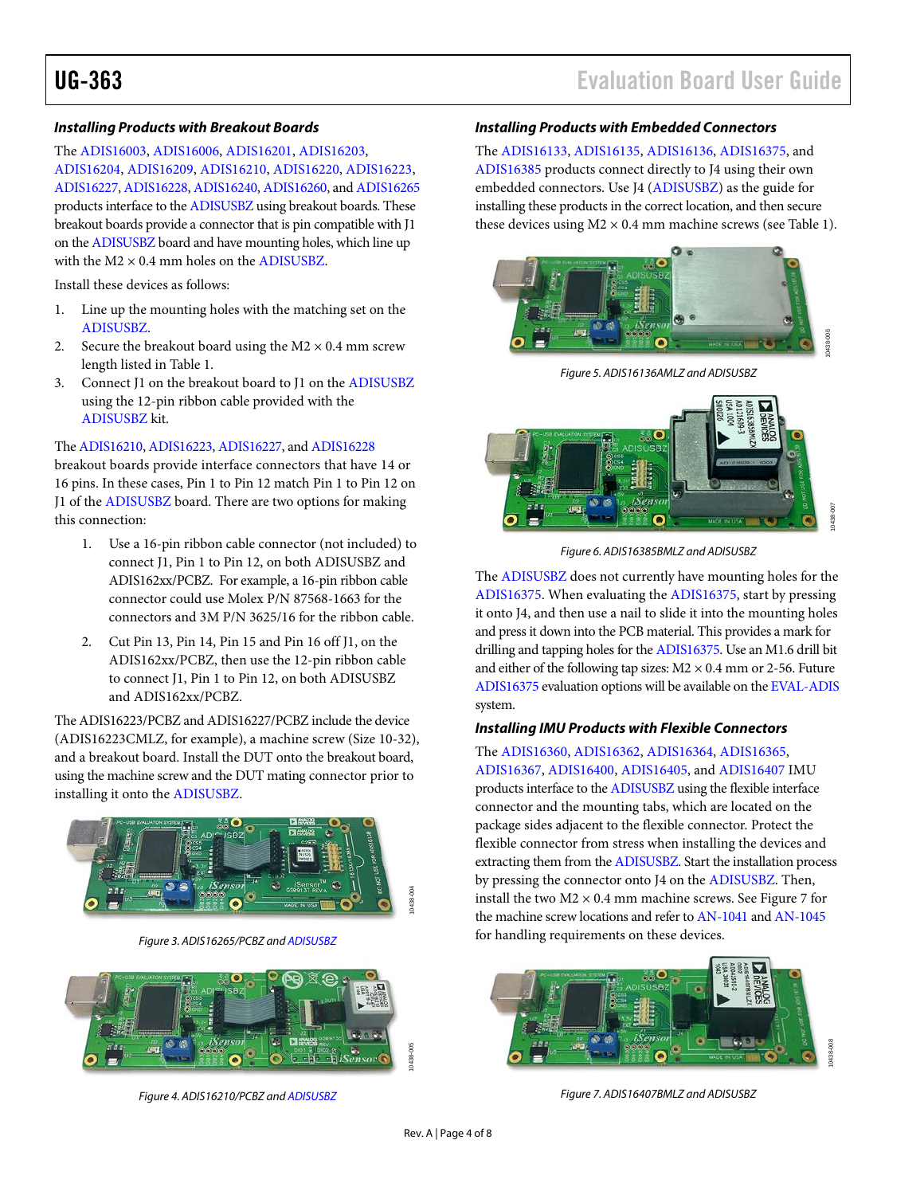#### *Installing Products with Breakout Boards*

The ADIS16003, ADIS16006, ADIS16201, ADIS16203, ADIS16204, ADIS16209, ADIS16210, ADIS16220, ADIS16223, ADIS16227, ADIS16228, ADIS16240, ADIS16260, and ADIS16265 products interface to the ADISUSBZ using breakout boards. These breakout boards provide a connector that is pin compatible with J1 on the ADISUSBZ board and have mounting holes, which line up with the M2 × 0.4 mm holes on the ADISUSBZ.

Install these devices as follows:

1. Line up the mounting holes with the matching set on the ADISUSBZ.
2. Secure the breakout board using the M2 × 0.4 mm screw length listed in Table 1.
3. Connect J1 on the breakout board to J1 on the ADISUSBZ using the 12-pin ribbon cable provided with the ADISUSBZ kit.

The ADIS16210, ADIS16223, ADIS16227, and ADIS16228 breakout boards provide interface connectors that have 14 or 16 pins. In these cases, Pin 1 to Pin 12 match Pin 1 to Pin 12 on J1 of the ADISUSBZ board. There are two options for making this connection:

1. Use a 16-pin ribbon cable connector (not included) to connect J1, Pin 1 to Pin 12, on both ADISUSBZ and ADIS162xx/PCBZ. For example, a 16-pin ribbon cable connector could use Molex P/N 87568-1663 for the connectors and 3M P/N 3625/16 for the ribbon cable.
2. Cut Pin 13, Pin 14, Pin 15 and Pin 16 off J1, on the ADIS162xx/PCBZ, then use the 12-pin ribbon cable to connect J1, Pin 1 to Pin 12, on both ADISUSBZ and ADIS162xx/PCBZ.

The ADIS16223/PCBZ and ADIS16227/PCBZ include the device (ADIS16223CMLZ, for example), a machine screw (Size 10-32), and a breakout board. Install the DUT onto the breakout board, using the machine screw and the DUT mating connector prior to installing it onto the ADISUSBZ.

*Figure 3. ADIS16265/PCBZ and ADISUSBZ*

*Figure 4. ADIS16210/PCBZ and ADISUSBZ*

#### *Installing Products with Embedded Connectors*

The ADIS16133, ADIS16135, ADIS16136, ADIS16375, and ADIS16385 products connect directly to J4 using their own embedded connectors. Use J4 (ADISUSBZ) as the guide for installing these products in the correct location, and then secure these devices using M2 × 0.4 mm machine screws (see Table 1).

*Figure 5. ADIS16136AMLZ and ADISUSBZ*

*Figure 6. ADIS16385BMLZ and ADISUSBZ*

The ADISUSBZ does not currently have mounting holes for the ADIS16375. When evaluating the ADIS16375, start by pressing it onto J4, and then use a nail to slide it into the mounting holes and press it down into the PCB material. This provides a mark for drilling and tapping holes for the ADIS16375. Use an M1.6 drill bit and either of the following tap sizes: M2 × 0.4 mm or 2-56. Future ADIS16375 evaluation options will be available on the EVAL-ADIS system.

#### *Installing IMU Products with Flexible Connectors*

The ADIS16360, ADIS16362, ADIS16364, ADIS16365, ADIS16367, ADIS16400, ADIS16405, and ADIS16407 IMU products interface to the ADISUSBZ using the flexible interface connector and the mounting tabs, which are located on the package sides adjacent to the flexible connector. Protect the flexible connector from stress when installing the devices and extracting them from the ADISUSBZ. Start the installation process by pressing the connector onto J4 on the ADISUSBZ. Then, install the two M2 × 0.4 mm machine screws. See Figure 7 for the machine screw locations and refer to AN-1041 and AN-1045 for handling requirements on these devices.

*Figure 7. ADIS16407BMLZ and ADISUSBZ*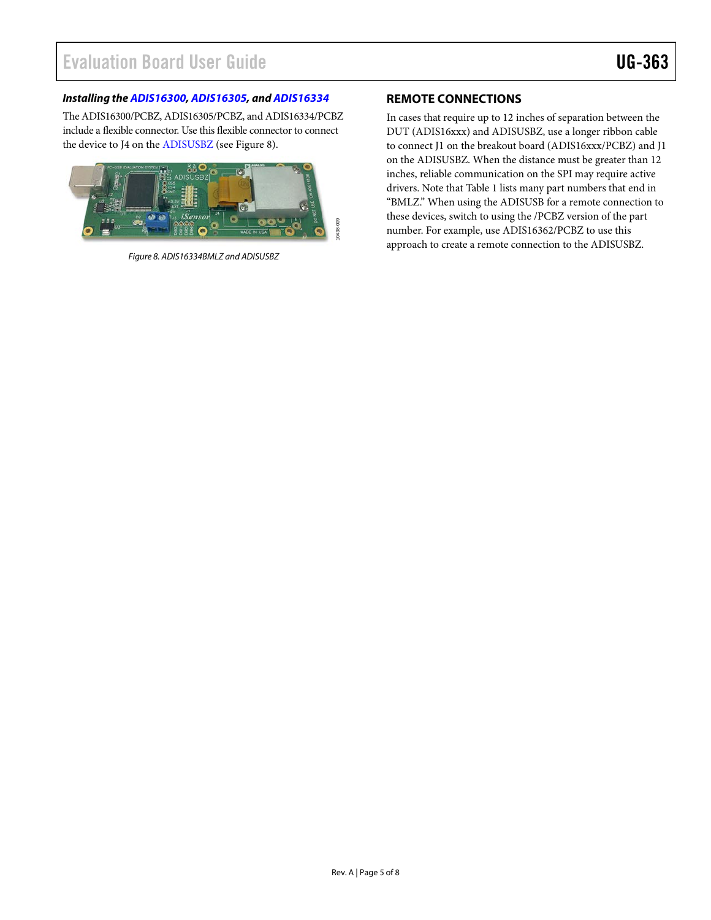### *Installing the ADIS16300, ADIS16305, and ADIS16334*

The ADIS16300/PCBZ, ADIS16305/PCBZ, and ADIS16334/PCBZ include a flexible connector. Use this flexible connector to connect the device to J4 on the ADISUSBZ (see Figure 8).

*Figure 8. ADIS16334BMLZ and ADISUSBZ*

## REMOTE CONNECTIONS

In cases that require up to 12 inches of separation between the DUT (ADIS16xxx) and ADISUSBZ, use a longer ribbon cable to connect J1 on the breakout board (ADIS16xxx/PCBZ) and J1 on the ADISUSBZ. When the distance must be greater than 12 inches, reliable communication on the SPI may require active drivers. Note that Table 1 lists many part numbers that end in "BMLZ." When using the ADISUSB for a remote connection to these devices, switch to using the /PCBZ version of the part number. For example, use ADIS16362/PCBZ to use this approach to create a remote connection to the ADISUSBZ.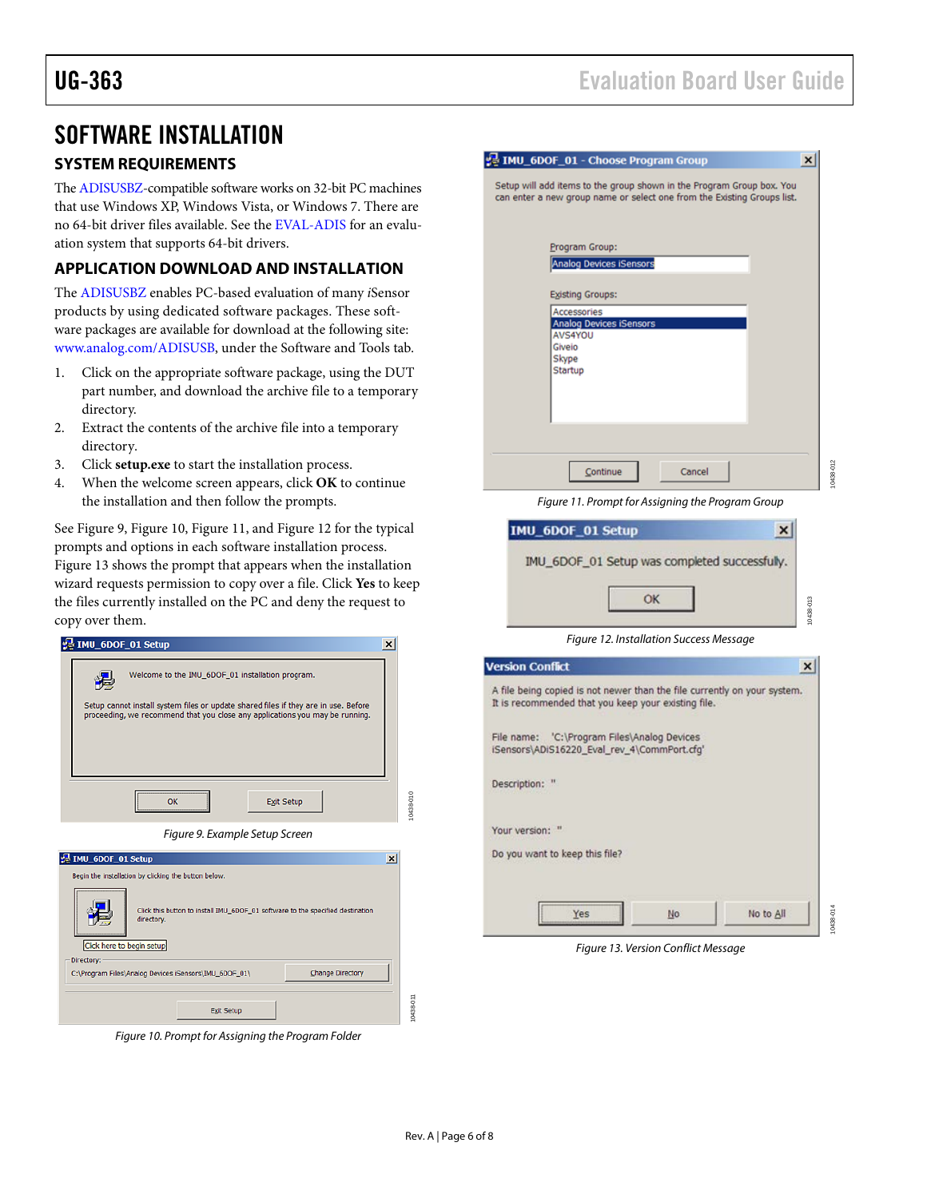## SOFTWARE INSTALLATION

### SYSTEM REQUIREMENTS

The ADISUSBZ-compatible software works on 32-bit PC machines that use Windows XP, Windows Vista, or Windows 7. There are no 64-bit driver files available. See the EVAL-ADIS for an evaluation system that supports 64-bit drivers.

### APPLICATION DOWNLOAD AND INSTALLATION

The ADISUSBZ enables PC-based evaluation of many *i*Sensor products by using dedicated software packages. These software packages are available for download at the following site: www.analog.com/ADISUSB, under the Software and Tools tab.

1. Click on the appropriate software package, using the DUT part number, and download the archive file to a temporary directory.
2. Extract the contents of the archive file into a temporary directory.
3. Click **setup.exe** to start the installation process.
4. When the welcome screen appears, click **OK** to continue the installation and then follow the prompts.

See Figure 9, Figure 10, Figure 11, and Figure 12 for the typical prompts and options in each software installation process. Figure 13 shows the prompt that appears when the installation wizard requests permission to copy over a file. Click **Yes** to keep the files currently installed on the PC and deny the request to copy over them.

*Figure 9. Example Setup Screen*

*Figure 10. Prompt for Assigning the Program Folder*

*Figure 11. Prompt for Assigning the Program Group*

*Figure 12. Installation Success Message*

*Figure 13. Version Conflict Message*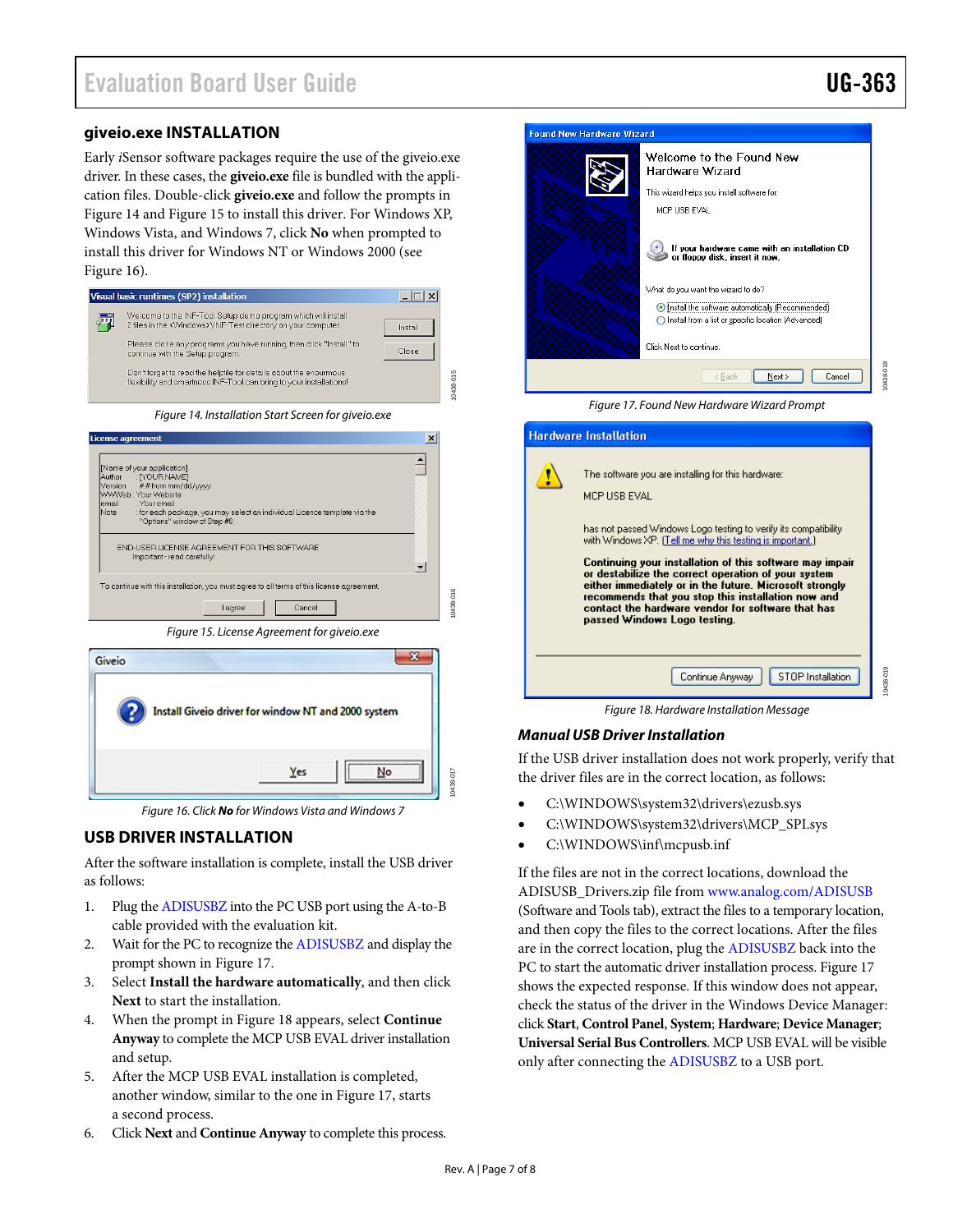## giveio.exe INSTALLATION

Early *i*Sensor software packages require the use of the giveio.exe driver. In these cases, the **giveio.exe** file is bundled with the application files. Double-click **giveio.exe** and follow the prompts in Figure 14 and Figure 15 to install this driver. For Windows XP, Windows Vista, and Windows 7, click **No** when prompted to install this driver for Windows NT or Windows 2000 (see Figure 16).

*Figure 14. Installation Start Screen for giveio.exe*

*Figure 15. License Agreement for giveio.exe*

*Figure 16. Click **No** for Windows Vista and Windows 7*

## USB DRIVER INSTALLATION

After the software installation is complete, install the USB driver as follows:

1. Plug the ADISUSBZ into the PC USB port using the A-to-B cable provided with the evaluation kit.
2. Wait for the PC to recognize the ADISUSBZ and display the prompt shown in Figure 17.
3. Select **Install the hardware automatically**, and then click **Next** to start the installation.
4. When the prompt in Figure 18 appears, select **Continue Anyway** to complete the MCP USB EVAL driver installation and setup.
5. After the MCP USB EVAL installation is completed, another window, similar to the one in Figure 17, starts a second process.
6. Click **Next** and **Continue Anyway** to complete this process.

*Figure 17. Found New Hardware Wizard Prompt*

*Figure 18. Hardware Installation Message*

### *Manual USB Driver Installation*

If the USB driver installation does not work properly, verify that the driver files are in the correct location, as follows:

- C:\WINDOWS\system32\drivers\ezusb.sys
- C:\WINDOWS\system32\drivers\MCP_SPI.sys
- C:\WINDOWS\inf\mcpusb.inf

If the files are not in the correct locations, download the ADISUSB_Drivers.zip file from www.analog.com/ADISUSB (Software and Tools tab), extract the files to a temporary location, and then copy the files to the correct locations. After the files are in the correct location, plug the ADISUSBZ back into the PC to start the automatic driver installation process. Figure 17 shows the expected response. If this window does not appear, check the status of the driver in the Windows Device Manager: click **Start**, **Control Panel**, **System**; **Hardware**; **Device Manager**; **Universal Serial Bus Controllers**. MCP USB EVAL will be visible only after connecting the ADISUSBZ to a USB port.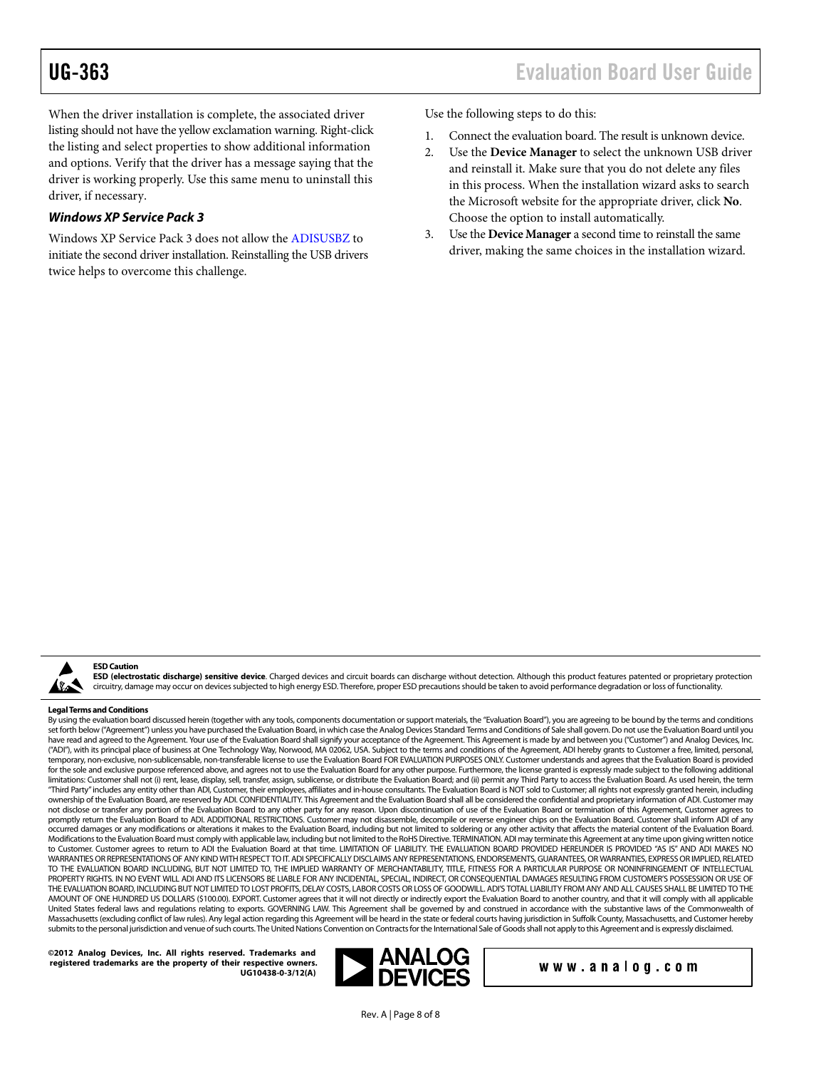When the driver installation is complete, the associated driver listing should not have the yellow exclamation warning. Right-click the listing and select properties to show additional information and options. Verify that the driver has a message saying that the driver is working properly. Use this same menu to uninstall this driver, if necessary.

### *Windows XP Service Pack 3*

Windows XP Service Pack 3 does not allow the ADISUSBZ to initiate the second driver installation. Reinstalling the USB drivers twice helps to overcome this challenge.

Use the following steps to do this:

1. Connect the evaluation board. The result is unknown device.
2. Use the **Device Manager** to select the unknown USB driver and reinstall it. Make sure that you do not delete any files in this process. When the installation wizard asks to search the Microsoft website for the appropriate driver, click **No**. Choose the option to install automatically.
3. Use the **Device Manager** a second time to reinstall the same driver, making the same choices in the installation wizard.

**ESD Caution**

**ESD (electrostatic discharge) sensitive device**. Charged devices and circuit boards can discharge without detection. Although this product features patented or proprietary protection circuitry, damage may occur on devices subjected to high energy ESD. Therefore, proper ESD precautions should be taken to avoid performance degradation or loss of functionality.

**Legal Terms and Conditions**

By using the evaluation board discussed herein (together with any tools, components documentation or support materials, the "Evaluation Board"), you are agreeing to be bound by the terms and conditions set forth below ("Agreement") unless you have purchased the Evaluation Board, in which case the Analog Devices Standard Terms and Conditions of Sale shall govern. Do not use the Evaluation Board until you have read and agreed to the Agreement. Your use of the Evaluation Board shall signify your acceptance of the Agreement. This Agreement is made by and between you ("Customer") and Analog Devices, Inc. ("ADI"), with its principal place of business at One Technology Way, Norwood, MA 02062, USA. Subject to the terms and conditions of the Agreement, ADI hereby grants to Customer a free, limited, personal, temporary, non-exclusive, non-sublicensable, non-transferable license to use the Evaluation Board FOR EVALUATION PURPOSES ONLY. Customer understands and agrees that the Evaluation Board is provided for the sole and exclusive purpose referenced above, and agrees not to use the Evaluation Board for any other purpose. Furthermore, the license granted is expressly made subject to the following additional limitations: Customer shall not (i) rent, lease, display, sell, transfer, assign, sublicense, or distribute the Evaluation Board; and (ii) permit any Third Party to access the Evaluation Board. As used herein, the term "Third Party" includes any entity other than ADI, Customer, their employees, affiliates and in-house consultants. The Evaluation Board is NOT sold to Customer; all rights not expressly granted herein, including ownership of the Evaluation Board, are reserved by ADI. CONFIDENTIALITY. This Agreement and the Evaluation Board shall all be considered the confidential and proprietary information of ADI. Customer may not disclose or transfer any portion of the Evaluation Board to any other party for any reason. Upon discontinuation of use of the Evaluation Board or termination of this Agreement, Customer agrees to promptly return the Evaluation Board to ADI. ADDITIONAL RESTRICTIONS. Customer may not disassemble, decompile or reverse engineer chips on the Evaluation Board. Customer shall inform ADI of any occurred damages or any modifications or alterations it makes to the Evaluation Board, including but not limited to soldering or any other activity that affects the material content of the Evaluation Board. Modifications to the Evaluation Board must comply with applicable law, including but not limited to the RoHS Directive. TERMINATION. ADI may terminate this Agreement at any time upon giving written notice to Customer. Customer agrees to return to ADI the Evaluation Board at that time. LIMITATION OF LIABILITY. THE EVALUATION BOARD PROVIDED HEREUNDER IS PROVIDED "AS IS" AND ADI MAKES NO WARRANTIES OR REPRESENTATIONS OF ANY KIND WITH RESPECT TO IT. ADI SPECIFICALLY DISCLAIMS ANY REPRESENTATIONS, ENDORSEMENTS, GUARANTEES, OR WARRANTIES, EXPRESS OR IMPLIED, RELATED TO THE EVALUATION BOARD INCLUDING, BUT NOT LIMITED TO, THE IMPLIED WARRANTY OF MERCHANTABILITY, TITLE, FITNESS FOR A PARTICULAR PURPOSE OR NONINFRINGEMENT OF INTELLECTUAL PROPERTY RIGHTS. IN NO EVENT WILL ADI AND ITS LICENSORS BE LIABLE FOR ANY INCIDENTAL, SPECIAL, INDIRECT, OR CONSEQUENTIAL DAMAGES RESULTING FROM CUSTOMER'S POSSESSION OR USE OF THE EVALUATION BOARD, INCLUDING BUT NOT LIMITED TO LOST PROFITS, DELAY COSTS, LABOR COSTS OR LOSS OF GOODWILL. ADI'S TOTAL LIABILITY FROM ANY AND ALL CAUSES SHALL BE LIMITED TO THE AMOUNT OF ONE HUNDRED US DOLLARS ($100.00). EXPORT. Customer agrees that it will not directly or indirectly export the Evaluation Board to another country, and that it will comply with all applicable United States federal laws and regulations relating to exports. GOVERNING LAW. This Agreement shall be governed by and construed in accordance with the substantive laws of the Commonwealth of Massachusetts (excluding conflict of law rules). Any legal action regarding this Agreement will be heard in the state or federal courts having jurisdiction in Suffolk County, Massachusetts, and Customer hereby submits to the personal jurisdiction and venue of such courts. The United Nations Convention on Contracts for the International Sale of Goods shall not apply to this Agreement and is expressly disclaimed.

**©2012 Analog Devices, Inc. All rights reserved. Trademarks and registered trademarks are the property of their respective owners. UG10438-0-3/12(A)**

www.analog.com